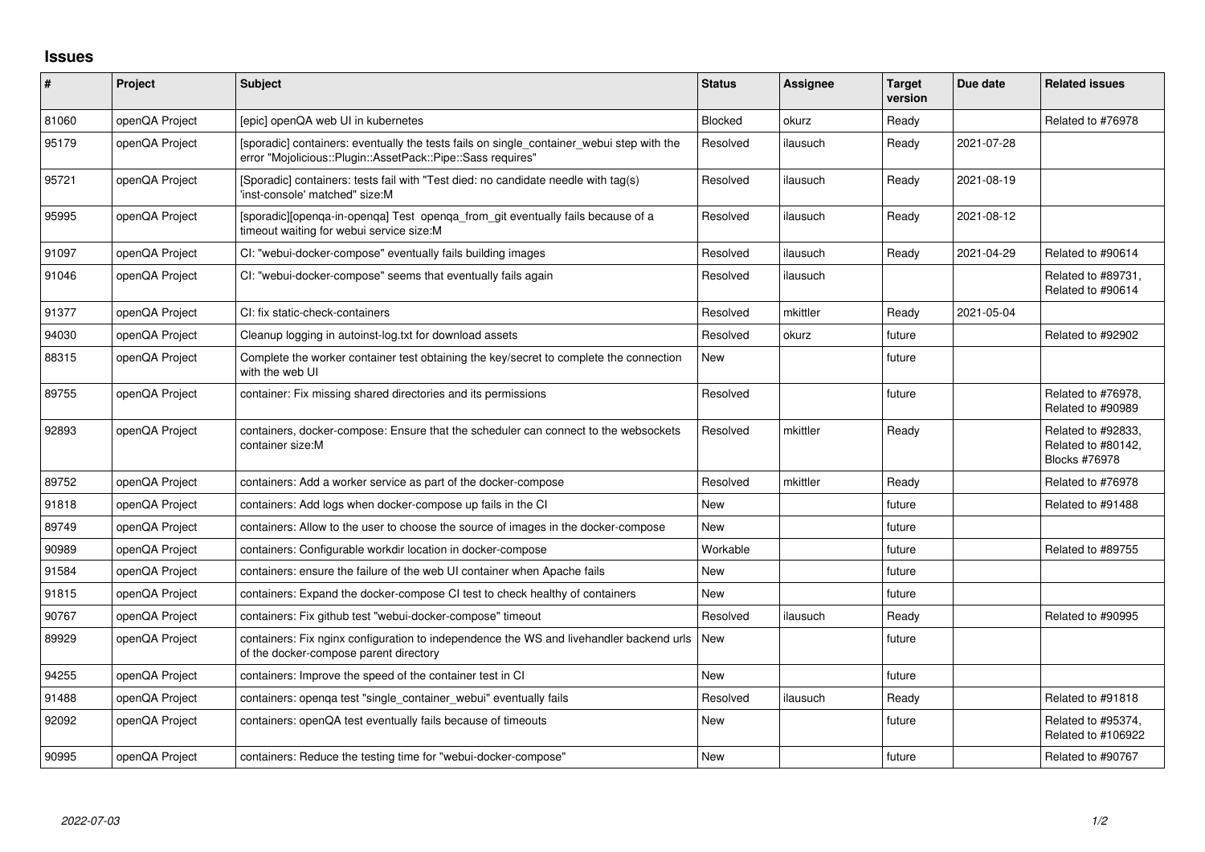# Issues

| # | Project | Subject | Status | Assignee | Target version | Due date | Related issues |
|---|---|---|---|---|---|---|---|
| 81060 | openQA Project | [epic] openQA web UI in kubernetes | Blocked | okurz | Ready | | Related to #76978 |
| 95179 | openQA Project | [sporadic] containers: eventually the tests fails on single_container_webui step with the error "Mojolicious::Plugin::AssetPack::Pipe::Sass requires" | Resolved | ilausuch | Ready | 2021-07-28 | |
| 95721 | openQA Project | [Sporadic] containers: tests fail with "Test died: no candidate needle with tag(s) 'inst-console' matched" size:M | Resolved | ilausuch | Ready | 2021-08-19 | |
| 95995 | openQA Project | [sporadic][openqa-in-openqa] Test openqa_from_git eventually fails because of a timeout waiting for webui service size:M | Resolved | ilausuch | Ready | 2021-08-12 | |
| 91097 | openQA Project | CI: "webui-docker-compose" eventually fails building images | Resolved | ilausuch | Ready | 2021-04-29 | Related to #90614 |
| 91046 | openQA Project | CI: "webui-docker-compose" seems that eventually fails again | Resolved | ilausuch | | | Related to #89731, Related to #90614 |
| 91377 | openQA Project | CI: fix static-check-containers | Resolved | mkittler | Ready | 2021-05-04 | |
| 94030 | openQA Project | Cleanup logging in autoinst-log.txt for download assets | Resolved | okurz | future | | Related to #92902 |
| 88315 | openQA Project | Complete the worker container test obtaining the key/secret to complete the connection with the web UI | New | | future | | |
| 89755 | openQA Project | container: Fix missing shared directories and its permissions | Resolved | | future | | Related to #76978, Related to #90989 |
| 92893 | openQA Project | containers, docker-compose: Ensure that the scheduler can connect to the websockets container size:M | Resolved | mkittler | Ready | | Related to #92833, Related to #80142, Blocks #76978 |
| 89752 | openQA Project | containers: Add a worker service as part of the docker-compose | Resolved | mkittler | Ready | | Related to #76978 |
| 91818 | openQA Project | containers: Add logs when docker-compose up fails in the CI | New | | future | | Related to #91488 |
| 89749 | openQA Project | containers: Allow to the user to choose the source of images in the docker-compose | New | | future | | |
| 90989 | openQA Project | containers: Configurable workdir location in docker-compose | Workable | | future | | Related to #89755 |
| 91584 | openQA Project | containers: ensure the failure of the web UI container when Apache fails | New | | future | | |
| 91815 | openQA Project | containers: Expand the docker-compose CI test to check healthy of containers | New | | future | | |
| 90767 | openQA Project | containers: Fix github test "webui-docker-compose" timeout | Resolved | ilausuch | Ready | | Related to #90995 |
| 89929 | openQA Project | containers: Fix nginx configuration to independence the WS and livehandler backend urls of the docker-compose parent directory | New | | future | | |
| 94255 | openQA Project | containers: Improve the speed of the container test in CI | New | | future | | |
| 91488 | openQA Project | containers: openqa test "single_container_webui" eventually fails | Resolved | ilausuch | Ready | | Related to #91818 |
| 92092 | openQA Project | containers: openQA test eventually fails because of timeouts | New | | future | | Related to #95374, Related to #106922 |
| 90995 | openQA Project | containers: Reduce the testing time for "webui-docker-compose" | New | | future | | Related to #90767 |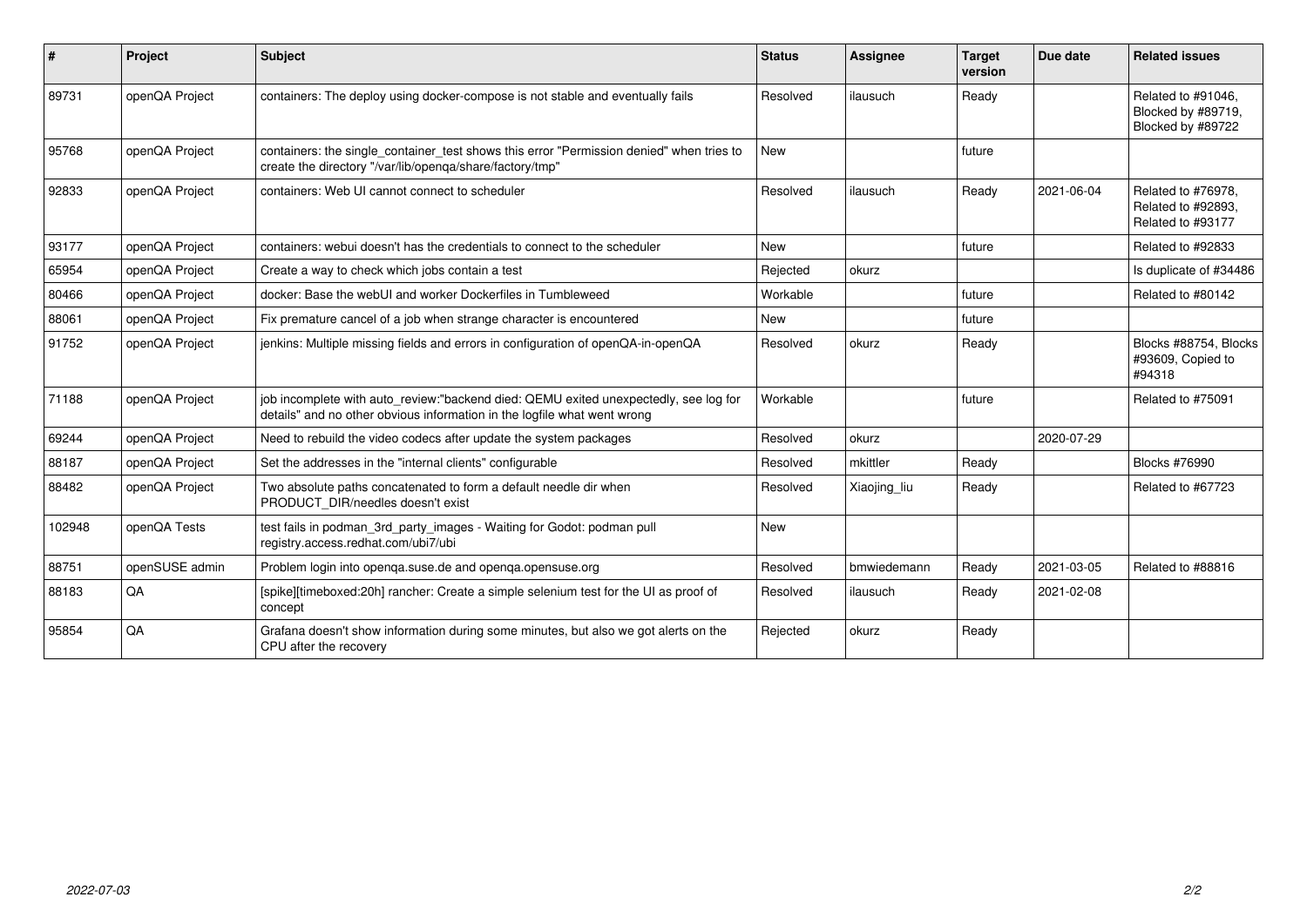| # | Project | Subject | Status | Assignee | Target version | Due date | Related issues |
|---|---|---|---|---|---|---|---|
| 89731 | openQA Project | containers: The deploy using docker-compose is not stable and eventually fails | Resolved | ilausuch | Ready | | Related to #91046, Blocked by #89719, Blocked by #89722 |
| 95768 | openQA Project | containers: the single_container_test shows this error "Permission denied" when tries to create the directory "/var/lib/openqa/share/factory/tmp" | New | | future | | |
| 92833 | openQA Project | containers: Web UI cannot connect to scheduler | Resolved | ilausuch | Ready | 2021-06-04 | Related to #76978, Related to #92893, Related to #93177 |
| 93177 | openQA Project | containers: webui doesn't has the credentials to connect to the scheduler | New | | future | | Related to #92833 |
| 65954 | openQA Project | Create a way to check which jobs contain a test | Rejected | okurz | | | Is duplicate of #34486 |
| 80466 | openQA Project | docker: Base the webUI and worker Dockerfiles in Tumbleweed | Workable | | future | | Related to #80142 |
| 88061 | openQA Project | Fix premature cancel of a job when strange character is encountered | New | | future | | |
| 91752 | openQA Project | jenkins: Multiple missing fields and errors in configuration of openQA-in-openQA | Resolved | okurz | Ready | | Blocks #88754, Blocks #93609, Copied to #94318 |
| 71188 | openQA Project | job incomplete with auto_review:"backend died: QEMU exited unexpectedly, see log for details" and no other obvious information in the logfile what went wrong | Workable | | future | | Related to #75091 |
| 69244 | openQA Project | Need to rebuild the video codecs after update the system packages | Resolved | okurz | | 2020-07-29 | |
| 88187 | openQA Project | Set the addresses in the "internal clients" configurable | Resolved | mkittler | Ready | | Blocks #76990 |
| 88482 | openQA Project | Two absolute paths concatenated to form a default needle dir when PRODUCT_DIR/needles doesn't exist | Resolved | Xiaojing_liu | Ready | | Related to #67723 |
| 102948 | openQA Tests | test fails in podman_3rd_party_images - Waiting for Godot: podman pull registry.access.redhat.com/ubi7/ubi | New | | | | |
| 88751 | openSUSE admin | Problem login into openqa.suse.de and openqa.opensuse.org | Resolved | bmwiedemann | Ready | 2021-03-05 | Related to #88816 |
| 88183 | QA | [spike][timeboxed:20h] rancher: Create a simple selenium test for the UI as proof of concept | Resolved | ilausuch | Ready | 2021-02-08 | |
| 95854 | QA | Grafana doesn't show information during some minutes, but also we got alerts on the CPU after the recovery | Rejected | okurz | Ready | | |